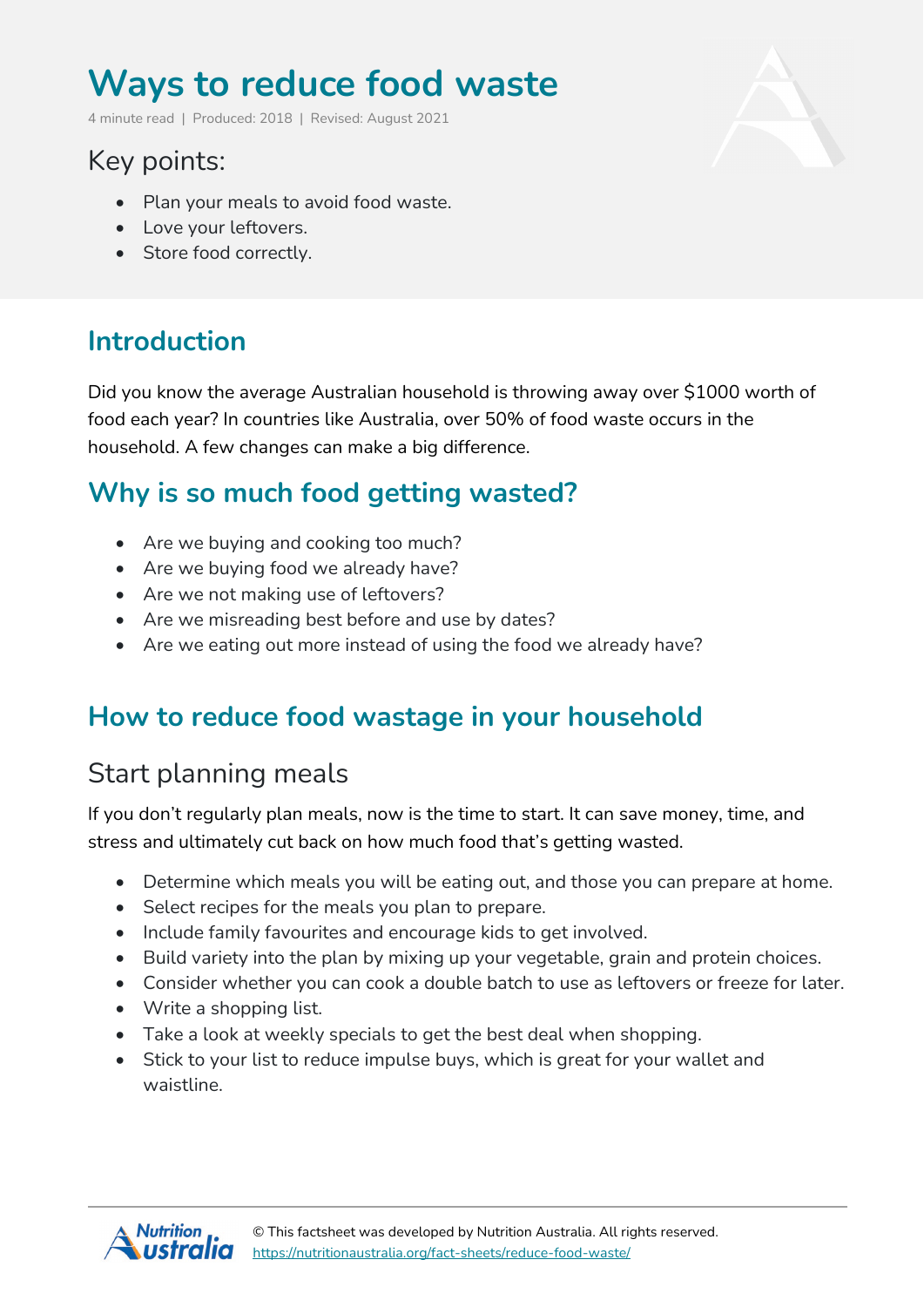# Ways to reduce food waste

4 minute read | Produced: 2018 | Revised: August 2021

## Key points:

- Plan your meals to avoid food waste.
- Love your leftovers.
- Store food correctly.

## Introduction

Did you know the average Australian household is throwing away over $1000 worth of food each year? In countries like Australia, over 50% of food waste occurs in the household. A few changes can make a big difference.

## Why is so much food getting wasted?

- Are we buying and cooking too much?
- Are we buying food we already have?
- Are we not making use of leftovers?
- Are we misreading best before and use by dates?
- Are we eating out more instead of using the food we already have?

## How to reduce food wastage in your household

### Start planning meals

If you don't regularly plan meals, now is the time to start. It can save money, time, and stress and ultimately cut back on how much food that's getting wasted.

- Determine which meals you will be eating out, and those you can prepare at home.
- Select recipes for the meals you plan to prepare.
- Include family favourites and encourage kids to get involved.
- Build variety into the plan by mixing up your vegetable, grain and protein choices.
- Consider whether you can cook a double batch to use as leftovers or freeze for later.
- Write a shopping list.
- Take a look at weekly specials to get the best deal when shopping.
- Stick to your list to reduce impulse buys, which is great for your wallet and waistline.

© This factsheet was developed by Nutrition Australia. All rights reserved.
https://nutritionaustralia.org/fact-sheets/reduce-food-waste/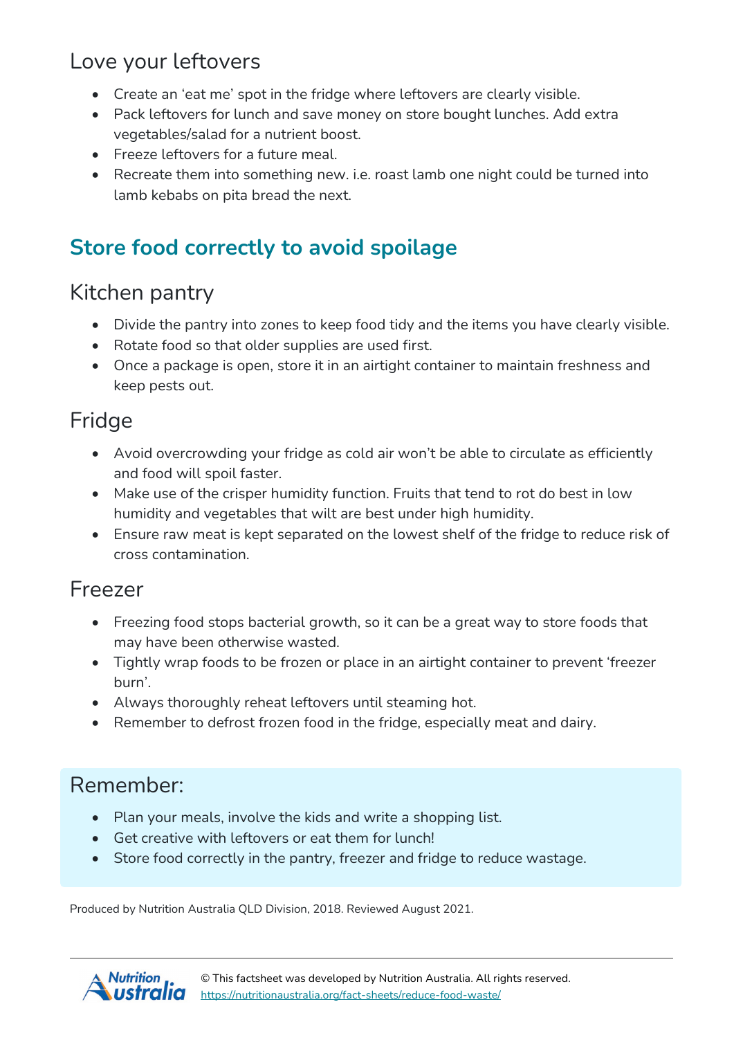### Love your leftovers

- Create an 'eat me' spot in the fridge where leftovers are clearly visible.
- Pack leftovers for lunch and save money on store bought lunches. Add extra vegetables/salad for a nutrient boost.
- Freeze leftovers for a future meal.
- Recreate them into something new. i.e. roast lamb one night could be turned into lamb kebabs on pita bread the next.

## Store food correctly to avoid spoilage

### Kitchen pantry

- Divide the pantry into zones to keep food tidy and the items you have clearly visible.
- Rotate food so that older supplies are used first.
- Once a package is open, store it in an airtight container to maintain freshness and keep pests out.

### Fridge

- Avoid overcrowding your fridge as cold air won't be able to circulate as efficiently and food will spoil faster.
- Make use of the crisper humidity function. Fruits that tend to rot do best in low humidity and vegetables that wilt are best under high humidity.
- Ensure raw meat is kept separated on the lowest shelf of the fridge to reduce risk of cross contamination.

### Freezer

- Freezing food stops bacterial growth, so it can be a great way to store foods that may have been otherwise wasted.
- Tightly wrap foods to be frozen or place in an airtight container to prevent 'freezer burn'.
- Always thoroughly reheat leftovers until steaming hot.
- Remember to defrost frozen food in the fridge, especially meat and dairy.

### Remember:

- Plan your meals, involve the kids and write a shopping list.
- Get creative with leftovers or eat them for lunch!
- Store food correctly in the pantry, freezer and fridge to reduce wastage.

Produced by Nutrition Australia QLD Division, 2018. Reviewed August 2021.

© This factsheet was developed by Nutrition Australia. All rights reserved.
https://nutritionaustralia.org/fact-sheets/reduce-food-waste/